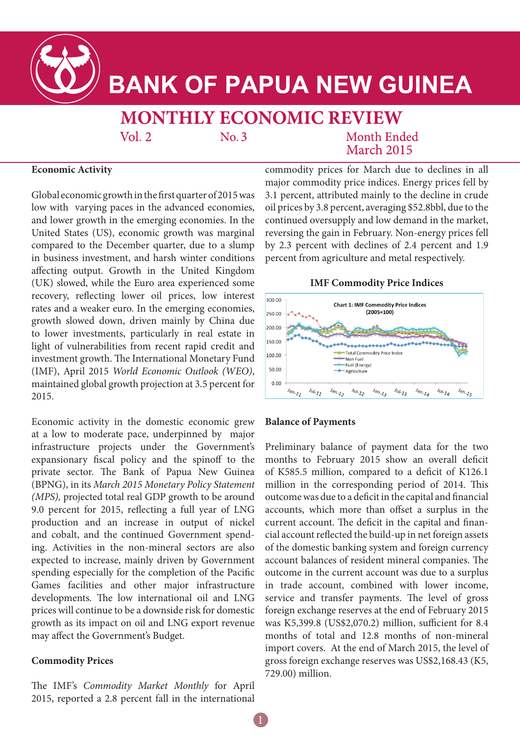# BANK OF PAPUA NEW GUINEA

## MONTHLY ECONOMIC REVIEW

Vol. 2 No. 3 Month Ended March 2015

### Economic Activity

Global economic growth in the first quarter of 2015 was low with varying paces in the advanced economies, and lower growth in the emerging economies. In the United States (US), economic growth was marginal compared to the December quarter, due to a slump in business investment, and harsh winter conditions affecting output. Growth in the United Kingdom (UK) slowed, while the Euro area experienced some recovery, reflecting lower oil prices, low interest rates and a weaker euro. In the emerging economies, growth slowed down, driven mainly by China due to lower investments, particularly in real estate in light of vulnerabilities from recent rapid credit and investment growth. The International Monetary Fund (IMF), April 2015 *World Economic Outlook (WEO)*, maintained global growth projection at 3.5 percent for 2015.

Economic activity in the domestic economic grew at a low to moderate pace, underpinned by major infrastructure projects under the Government's expansionary fiscal policy and the spinoff to the private sector. The Bank of Papua New Guinea (BPNG), in its *March 2015 Monetary Policy Statement (MPS),* projected total real GDP growth to be around 9.0 percent for 2015, reflecting a full year of LNG production and an increase in output of nickel and cobalt, and the continued Government spending. Activities in the non-mineral sectors are also expected to increase, mainly driven by Government spending especially for the completion of the Pacific Games facilities and other major infrastructure developments. The low international oil and LNG prices will continue to be a downside risk for domestic growth as its impact on oil and LNG export revenue may affect the Government's Budget.

### Commodity Prices

The IMF's *Commodity Market Monthly* for April 2015, reported a 2.8 percent fall in the international commodity prices for March due to declines in all major commodity price indices. Energy prices fell by 3.1 percent, attributed mainly to the decline in crude oil prices by 3.8 percent, averaging $52.8bbl, due to the continued oversupply and low demand in the market, reversing the gain in February. Non-energy prices fell by 2.3 percent with declines of 2.4 percent and 1.9 percent from agriculture and metal respectively.

**IMF Commodity Price Indices**

Chart 1: IMF Commodity Price Indices (2005=100)

### Balance of Payments

Preliminary balance of payment data for the two months to February 2015 show an overall deficit of K585.5 million, compared to a deficit of K126.1 million in the corresponding period of 2014. This outcome was due to a deficit in the capital and financial accounts, which more than offset a surplus in the current account. The deficit in the capital and financial account reflected the build-up in net foreign assets of the domestic banking system and foreign currency account balances of resident mineral companies. The outcome in the current account was due to a surplus in trade account, combined with lower income, service and transfer payments. The level of gross foreign exchange reserves at the end of February 2015 was K5,399.8 (US$2,070.2) million, sufficient for 8.4 months of total and 12.8 months of non-mineral import covers. At the end of March 2015, the level of gross foreign exchange reserves was US$2,168.43 (K5, 729.00) million.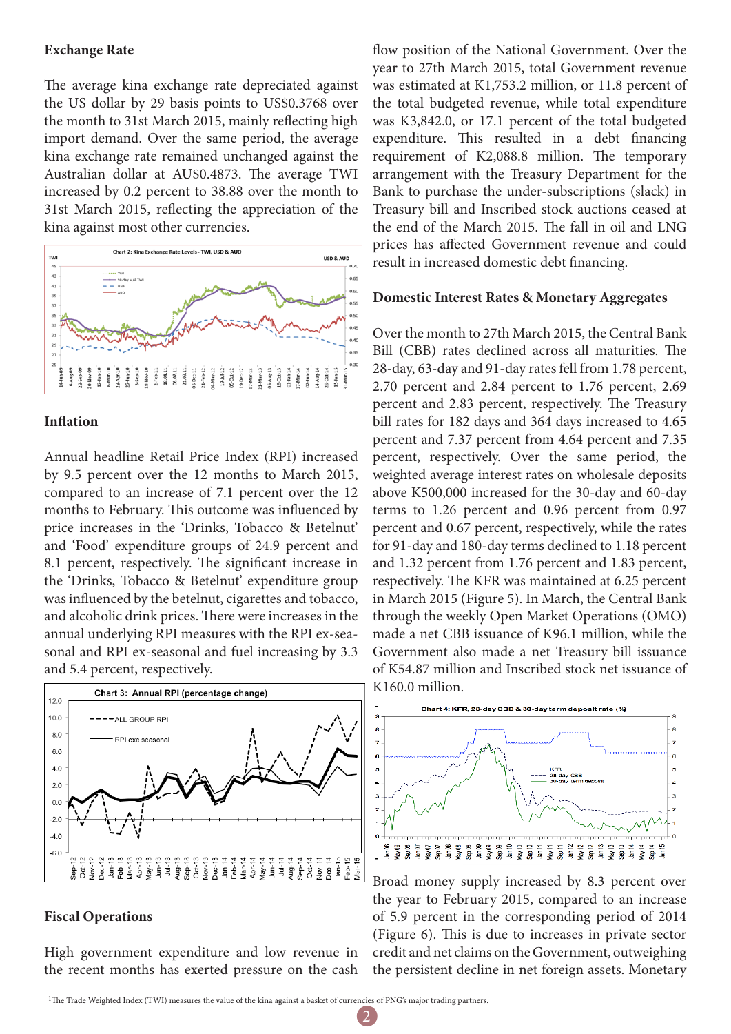## Exchange Rate

The average kina exchange rate depreciated against the US dollar by 29 basis points to US$0.3768 over the month to 31st March 2015, mainly reflecting high import demand. Over the same period, the average kina exchange rate remained unchanged against the Australian dollar at AU$0.4873. The average TWI increased by 0.2 percent to 38.88 over the month to 31st March 2015, reflecting the appreciation of the kina against most other currencies.

Chart 2: Kina Exchange Rate Levels - TWI, USD & AUD

## Inflation

Annual headline Retail Price Index (RPI) increased by 9.5 percent over the 12 months to March 2015, compared to an increase of 7.1 percent over the 12 months to February. This outcome was influenced by price increases in the 'Drinks, Tobacco & Betelnut' and 'Food' expenditure groups of 24.9 percent and 8.1 percent, respectively. The significant increase in the 'Drinks, Tobacco & Betelnut' expenditure group was influenced by the betelnut, cigarettes and tobacco, and alcoholic drink prices. There were increases in the annual underlying RPI measures with the RPI ex-seasonal and RPI ex-seasonal and fuel increasing by 3.3 and 5.4 percent, respectively.

Chart 3: Annual RPI (percentage change)

## Fiscal Operations

High government expenditure and low revenue in the recent months has exerted pressure on the cash flow position of the National Government. Over the year to 27th March 2015, total Government revenue was estimated at K1,753.2 million, or 11.8 percent of the total budgeted revenue, while total expenditure was K3,842.0, or 17.1 percent of the total budgeted expenditure. This resulted in a debt financing requirement of K2,088.8 million. The temporary arrangement with the Treasury Department for the Bank to purchase the under-subscriptions (slack) in Treasury bill and Inscribed stock auctions ceased at the end of the March 2015. The fall in oil and LNG prices has affected Government revenue and could result in increased domestic debt financing.

## Domestic Interest Rates & Monetary Aggregates

Over the month to 27th March 2015, the Central Bank Bill (CBB) rates declined across all maturities. The 28-day, 63-day and 91-day rates fell from 1.78 percent, 2.70 percent and 2.84 percent to 1.76 percent, 2.69 percent and 2.83 percent, respectively. The Treasury bill rates for 182 days and 364 days increased to 4.65 percent and 7.37 percent from 4.64 percent and 7.35 percent, respectively. Over the same period, the weighted average interest rates on wholesale deposits above K500,000 increased for the 30-day and 60-day terms to 1.26 percent and 0.96 percent from 0.97 percent and 0.67 percent, respectively, while the rates for 91-day and 180-day terms declined to 1.18 percent and 1.32 percent from 1.76 percent and 1.83 percent, respectively. The KFR was maintained at 6.25 percent in March 2015 (Figure 5). In March, the Central Bank through the weekly Open Market Operations (OMO) made a net CBB issuance of K96.1 million, while the Government also made a net Treasury bill issuance of K54.87 million and Inscribed stock net issuance of K160.0 million.

Chart 4: KFR, 28-day CBB & 30-day term deposit rate (%)

Broad money supply increased by 8.3 percent over the year to February 2015, compared to an increase of 5.9 percent in the corresponding period of 2014 (Figure 6). This is due to increases in private sector credit and net claims on the Government, outweighing the persistent decline in net foreign assets. Monetary

---

[1]The Trade Weighted Index (TWI) measures the value of the kina against a basket of currencies of PNG's major trading partners.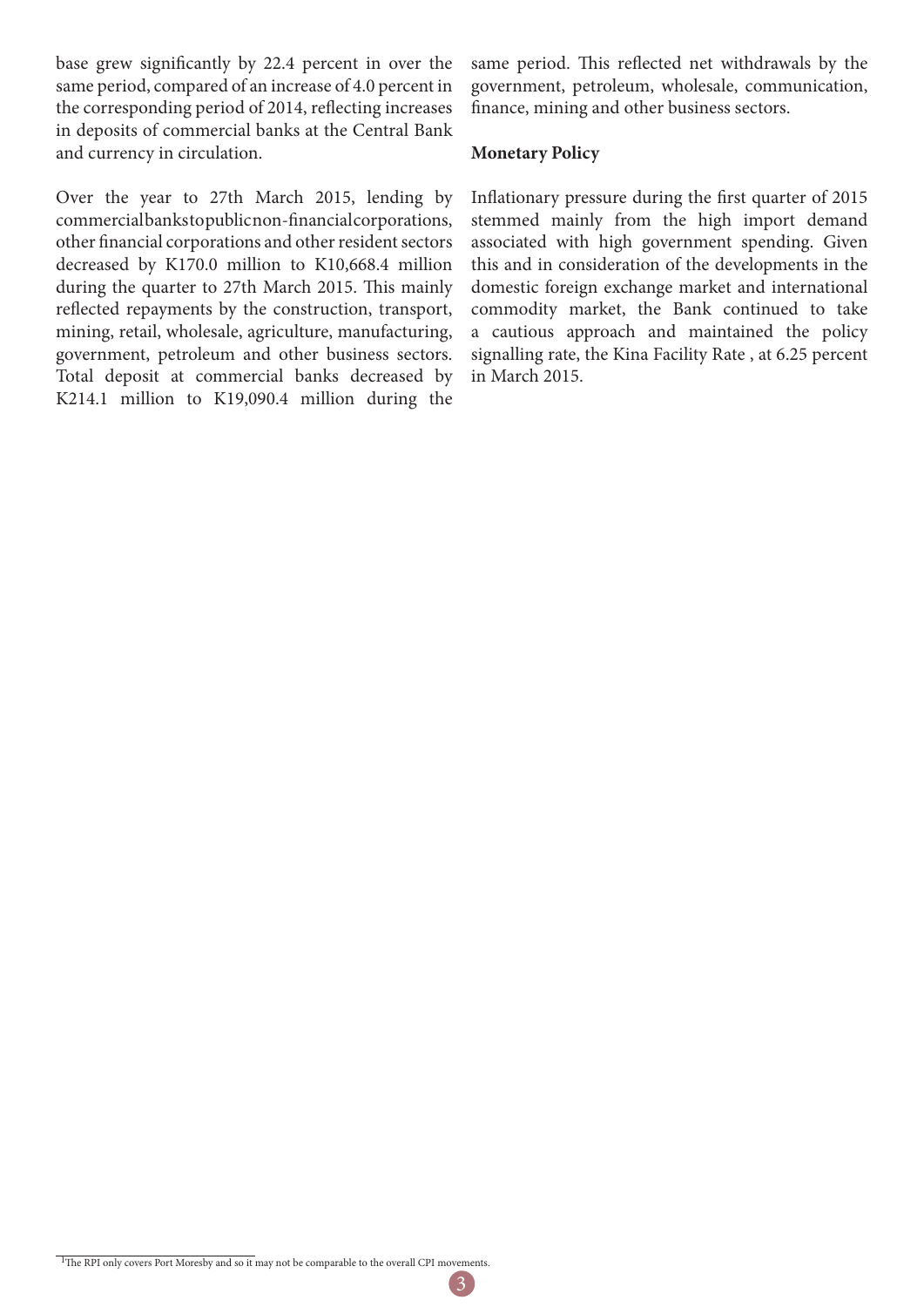base grew significantly by 22.4 percent in over the same period, compared of an increase of 4.0 percent in the corresponding period of 2014, reflecting increases in deposits of commercial banks at the Central Bank and currency in circulation.

Over the year to 27th March 2015, lending by commercial banks to public non-financial corporations, other financial corporations and other resident sectors decreased by K170.0 million to K10,668.4 million during the quarter to 27th March 2015. This mainly reflected repayments by the construction, transport, mining, retail, wholesale, agriculture, manufacturing, government, petroleum and other business sectors. Total deposit at commercial banks decreased by K214.1 million to K19,090.4 million during the same period. This reflected net withdrawals by the government, petroleum, wholesale, communication, finance, mining and other business sectors.

**Monetary Policy**

Inflationary pressure during the first quarter of 2015 stemmed mainly from the high import demand associated with high government spending. Given this and in consideration of the developments in the domestic foreign exchange market and international commodity market, the Bank continued to take a cautious approach and maintained the policy signalling rate, the Kina Facility Rate , at 6.25 percent in March 2015.

[1] The RPI only covers Port Moresby and so it may not be comparable to the overall CPI movements.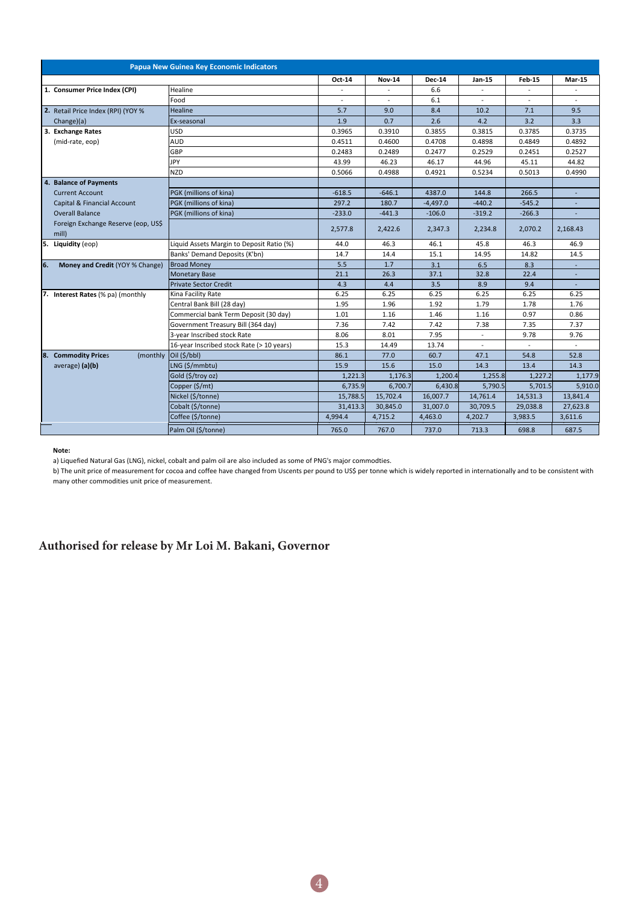| Papua New Guinea Key Economic Indicators | | Oct-14 | Nov-14 | Dec-14 | Jan-15 | Feb-15 | Mar-15 |
|---|---|---|---|---|---|---|---|
| **1. Consumer Price Index (CPI)** | Healine | - | - | 6.6 | - | - | - |
| | Food | - | - | 6.1 | - | - | - |
| **2.** Retail Price Index (RPI) (YOY % Change)(a) | Healine | 5.7 | 9.0 | 8.4 | 10.2 | 7.1 | 9.5 |
| | Ex-seasonal | 1.9 | 0.7 | 2.6 | 4.2 | 3.2 | 3.3 |
| **3. Exchange Rates** (mid-rate, eop) | USD | 0.3965 | 0.3910 | 0.3855 | 0.3815 | 0.3785 | 0.3735 |
| | AUD | 0.4511 | 0.4600 | 0.4708 | 0.4898 | 0.4849 | 0.4892 |
| | GBP | 0.2483 | 0.2489 | 0.2477 | 0.2529 | 0.2451 | 0.2527 |
| | JPY | 43.99 | 46.23 | 46.17 | 44.96 | 45.11 | 44.82 |
| | NZD | 0.5066 | 0.4988 | 0.4921 | 0.5234 | 0.5013 | 0.4990 |
| **4. Balance of Payments** | | | | | | | |
| Current Account | PGK (millions of kina) | -618.5 | -646.1 | 4387.0 | 144.8 | 266.5 | - |
| Capital & Financial Account | PGK (millions of kina) | 297.2 | 180.7 | -4,497.0 | -440.2 | -545.2 | - |
| Overall Balance | PGK (millions of kina) | -233.0 | -441.3 | -106.0 | -319.2 | -266.3 | - |
| Foreign Exchange Reserve (eop, US$ mill) | | 2,577.8 | 2,422.6 | 2,347.3 | 2,234.8 | 2,070.2 | 2,168.43 |
| **5. Liquidity** (eop) | Liquid Assets Margin to Deposit Ratio (%) | 44.0 | 46.3 | 46.1 | 45.8 | 46.3 | 46.9 |
| | Banks' Demand Deposits (K'bn) | 14.7 | 14.4 | 15.1 | 14.95 | 14.82 | 14.5 |
| **6. Money and Credit** (YOY % Change) | Broad Money | 5.5 | 1.7 | 3.1 | 6.5 | 8.3 | - |
| | Monetary Base | 21.1 | 26.3 | 37.1 | 32.8 | 22.4 | - |
| | Private Sector Credit | 4.3 | 4.4 | 3.5 | 8.9 | 9.4 | - |
| **7. Interest Rates** (% pa) (monthly | Kina Facility Rate | 6.25 | 6.25 | 6.25 | 6.25 | 6.25 | 6.25 |
| | Central Bank Bill (28 day) | 1.95 | 1.96 | 1.92 | 1.79 | 1.78 | 1.76 |
| | Commercial bank Term Deposit (30 day) | 1.01 | 1.16 | 1.46 | 1.16 | 0.97 | 0.86 |
| | Government Treasury Bill (364 day) | 7.36 | 7.42 | 7.42 | 7.38 | 7.35 | 7.37 |
| | 3-year Inscribed stock Rate | 8.06 | 8.01 | 7.95 | - | 9.78 | 9.76 |
| | 16-year Inscribed stock Rate (> 10 years) | 15.3 | 14.49 | 13.74 | - | - | - |
| **8. Commodity Prices** (monthly average) **(a)(b)** | Oil ($/bbl) | 86.1 | 77.0 | 60.7 | 47.1 | 54.8 | 52.8 |
| | LNG ($/mmbtu) | 15.9 | 15.6 | 15.0 | 14.3 | 13.4 | 14.3 |
| | Gold ($/troy oz) | 1,221.3 | 1,176.3 | 1,200.4 | 1,255.8 | 1,227.2 | 1,177.9 |
| | Copper ($/mt) | 6,735.9 | 6,700.7 | 6,430.8 | 5,790.5 | 5,701.5 | 5,910.0 |
| | Nickel ($/tonne) | 15,788.5 | 15,702.4 | 16,007.7 | 14,761.4 | 14,531.3 | 13,841.4 |
| | Cobalt ($/tonne) | 31,413.3 | 30,845.0 | 31,007.0 | 30,709.5 | 29,038.8 | 27,623.8 |
| | Coffee ($/tonne) | 4,994.4 | 4,715.2 | 4,463.0 | 4,202.7 | 3,983.5 | 3,611.6 |
| | Palm Oil ($/tonne) | 765.0 | 767.0 | 737.0 | 713.3 | 698.8 | 687.5 |

**Note:**

a) Liquefied Natural Gas (LNG), nickel, cobalt and palm oil are also included as some of PNG's major commodties.

b) The unit price of measurement for cocoa and coffee have changed from Uscents per pound to US$ per tonne which is widely reported in internationally and to be consistent with many other commodities unit price of measurement.

## Authorised for release by Mr Loi M. Bakani, Governor